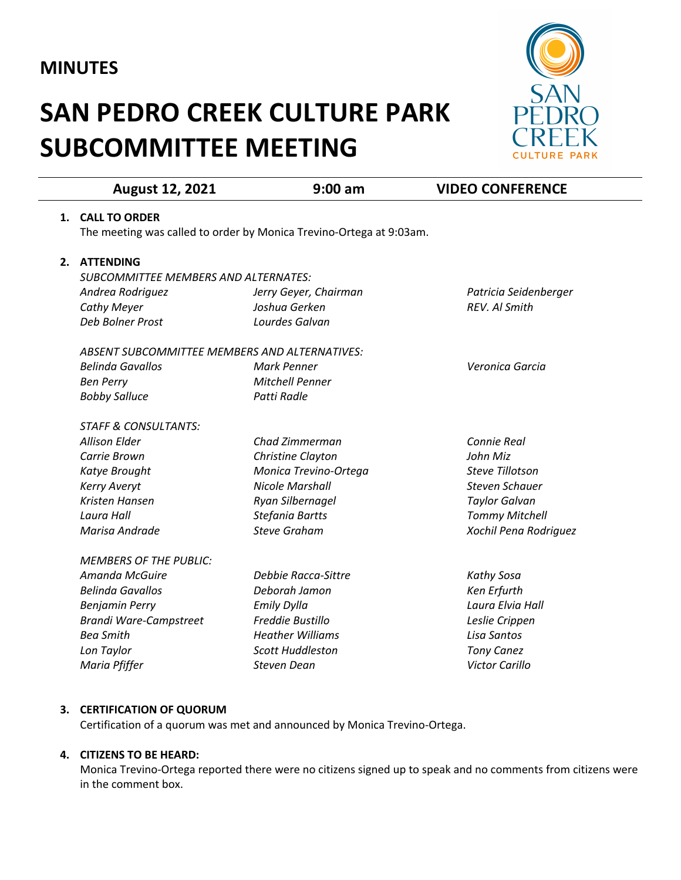# MINUTES

# SAN PEDRO CREEK CULTURE PARK SUBCOMMITTEE MEETING

| August 12, 2021 | 9:00 am | VIDEO CONFERENCE |
|---|---|---|

1. **CALL TO ORDER**
   The meeting was called to order by Monica Trevino-Ortega at 9:03am.

2. **ATTENDING**

   *SUBCOMMITTEE MEMBERS AND ALTERNATES:*

   | | | |
   |---|---|---|
   | *Andrea Rodriguez* | *Jerry Geyer, Chairman* | *Patricia Seidenberger* |
   | *Cathy Meyer* | *Joshua Gerken* | *REV. Al Smith* |
   | *Deb Bolner Prost* | *Lourdes Galvan* | |

   *ABSENT SUBCOMMITTEE MEMBERS AND ALTERNATIVES:*

   | | | |
   |---|---|---|
   | *Belinda Gavallos* | *Mark Penner* | *Veronica Garcia* |
   | *Ben Perry* | *Mitchell Penner* | |
   | *Bobby Salluce* | *Patti Radle* | |

   *STAFF & CONSULTANTS:*

   | | | |
   |---|---|---|
   | *Allison Elder* | *Chad Zimmerman* | *Connie Real* |
   | *Carrie Brown* | *Christine Clayton* | *John Miz* |
   | *Katye Brought* | *Monica Trevino-Ortega* | *Steve Tillotson* |
   | *Kerry Averyt* | *Nicole Marshall* | *Steven Schauer* |
   | *Kristen Hansen* | *Ryan Silbernagel* | *Taylor Galvan* |
   | *Laura Hall* | *Stefania Bartts* | *Tommy Mitchell* |
   | *Marisa Andrade* | *Steve Graham* | *Xochil Pena Rodriguez* |

   *MEMBERS OF THE PUBLIC:*

   | | | |
   |---|---|---|
   | *Amanda McGuire* | *Debbie Racca-Sittre* | *Kathy Sosa* |
   | *Belinda Gavallos* | *Deborah Jamon* | *Ken Erfurth* |
   | *Benjamin Perry* | *Emily Dylla* | *Laura Elvia Hall* |
   | *Brandi Ware-Campstreet* | *Freddie Bustillo* | *Leslie Crippen* |
   | *Bea Smith* | *Heather Williams* | *Lisa Santos* |
   | *Lon Taylor* | *Scott Huddleston* | *Tony Canez* |
   | *Maria Pfiffer* | *Steven Dean* | *Victor Carillo* |

3. **CERTIFICATION OF QUORUM**
   Certification of a quorum was met and announced by Monica Trevino-Ortega.

4. **CITIZENS TO BE HEARD:**
   Monica Trevino-Ortega reported there were no citizens signed up to speak and no comments from citizens were in the comment box.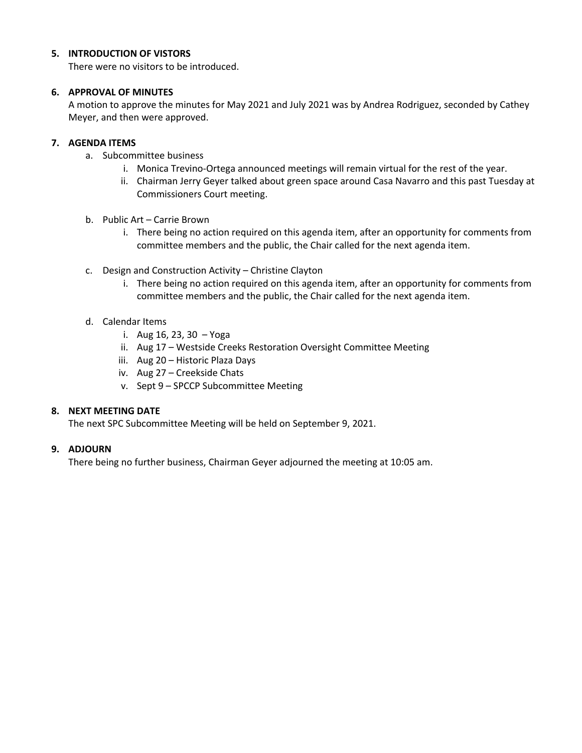5. **INTRODUCTION OF VISTORS**
   There were no visitors to be introduced.

6. **APPROVAL OF MINUTES**
   A motion to approve the minutes for May 2021 and July 2021 was by Andrea Rodriguez, seconded by Cathey Meyer, and then were approved.

7. **AGENDA ITEMS**
   a. Subcommittee business
      i. Monica Trevino-Ortega announced meetings will remain virtual for the rest of the year.
      ii. Chairman Jerry Geyer talked about green space around Casa Navarro and this past Tuesday at Commissioners Court meeting.

   b. Public Art – Carrie Brown
      i. There being no action required on this agenda item, after an opportunity for comments from committee members and the public, the Chair called for the next agenda item.

   c. Design and Construction Activity – Christine Clayton
      i. There being no action required on this agenda item, after an opportunity for comments from committee members and the public, the Chair called for the next agenda item.

   d. Calendar Items
      i. Aug 16, 23, 30 – Yoga
      ii. Aug 17 – Westside Creeks Restoration Oversight Committee Meeting
      iii. Aug 20 – Historic Plaza Days
      iv. Aug 27 – Creekside Chats
      v. Sept 9 – SPCCP Subcommittee Meeting

8. **NEXT MEETING DATE**
   The next SPC Subcommittee Meeting will be held on September 9, 2021.

9. **ADJOURN**
   There being no further business, Chairman Geyer adjourned the meeting at 10:05 am.